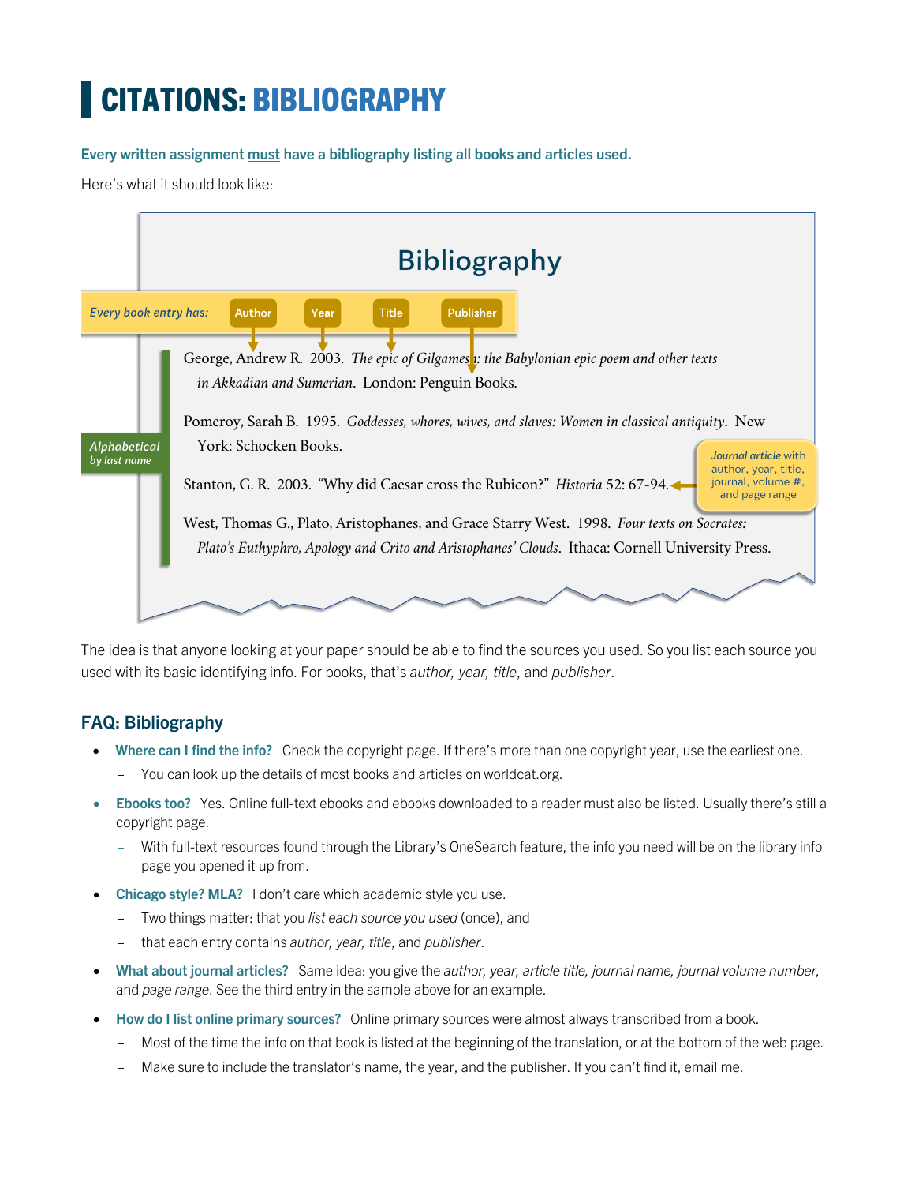# CITATIONS: BIBLIOGRAPHY

**Every written assignment must have a bibliography listing all books and articles used.**

Here's what it should look like:

## Bibliography

*Every book entry has:* Author · Year · Title · Publisher

*Alphabetical by last name*

George, Andrew R. 2003. *The epic of Gilgamesh: the Babylonian epic poem and other texts in Akkadian and Sumerian*. London: Penguin Books.

Pomeroy, Sarah B. 1995. *Goddesses, whores, wives, and slaves: Women in classical antiquity*. New York: Schocken Books.

Stanton, G. R. 2003. "Why did Caesar cross the Rubicon?" *Historia* 52: 67-94.

*Journal article* with author, year, title, journal, volume #, and page range

West, Thomas G., Plato, Aristophanes, and Grace Starry West. 1998. *Four texts on Socrates: Plato's Euthyphro, Apology and Crito and Aristophanes' Clouds*. Ithaca: Cornell University Press.

The idea is that anyone looking at your paper should be able to find the sources you used. So you list each source you used with its basic identifying info. For books, that's *author, year, title*, and *publisher*.

## FAQ: Bibliography

- **Where can I find the info?** Check the copyright page. If there's more than one copyright year, use the earliest one.
  - You can look up the details of most books and articles on worldcat.org.
- **Ebooks too?** Yes. Online full-text ebooks and ebooks downloaded to a reader must also be listed. Usually there's still a copyright page.
  - With full-text resources found through the Library's OneSearch feature, the info you need will be on the library info page you opened it up from.
- **Chicago style? MLA?** I don't care which academic style you use.
  - Two things matter: that you *list each source you used* (once), and
  - that each entry contains *author, year, title*, and *publisher*.
- **What about journal articles?** Same idea: you give the *author, year, article title, journal name, journal volume number,* and *page range*. See the third entry in the sample above for an example.
- **How do I list online primary sources?** Online primary sources were almost always transcribed from a book.
  - Most of the time the info on that book is listed at the beginning of the translation, or at the bottom of the web page.
  - Make sure to include the translator's name, the year, and the publisher. If you can't find it, email me.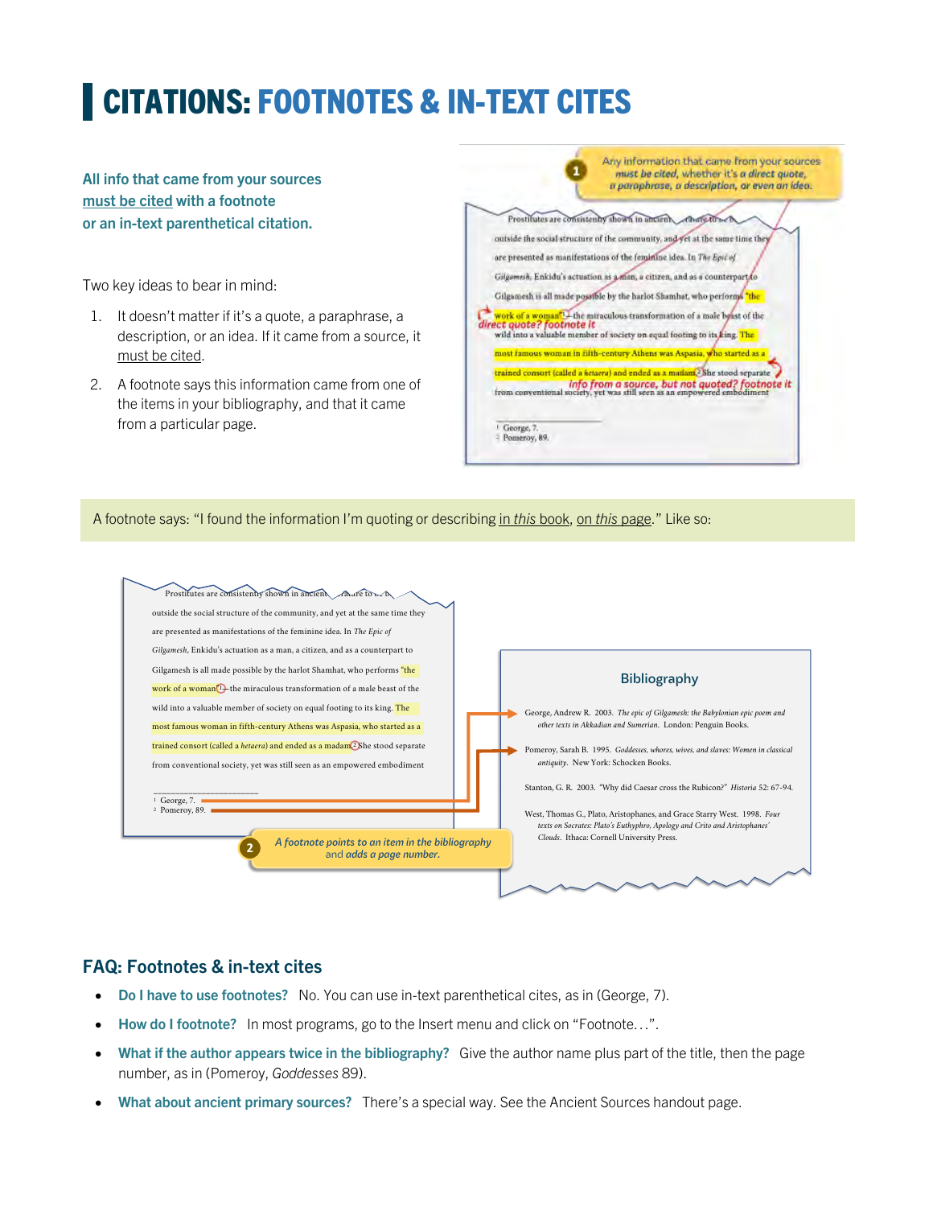# CITATIONS: FOOTNOTES & IN-TEXT CITES

**All info that came from your sources must be cited with a footnote or an in-text parenthetical citation.**

Two key ideas to bear in mind:

1. It doesn't matter if it's a quote, a paraphrase, a description, or an idea. If it came from a source, it must be cited.
2. A footnote says this information came from one of the items in your bibliography, and that it came from a particular page.

Any information that came from your sources *must be cited*, whether it's *a direct quote, a paraphrase, a description, or even an idea.*

Prostitutes are consistently shown in ancient literature to be both outside the social structure of the community, and yet at the same time they are presented as manifestations of the feminine idea. In *The Epic of Gilgamesh*, Enkidu's actuation as a man, a citizen, and as a counterpart to Gilgamesh is all made possible by the harlot Shamhat, who performs "the work of a woman"[1]—the miraculous transformation of a male beast of the wild into a valuable member of society on equal footing to its king. The most famous woman in fifth-century Athens was Aspasia, who started as a trained consort (called a *hetaera*) and ended as a madam.[2] She stood separate from conventional society, yet was still seen as an empowered embodiment

*direct quote? footnote it*

*info from a source, but not quoted? footnote it*

1 George, 7.
2 Pomeroy, 89.

A footnote says: "I found the information I'm quoting or describing in *this* book, on *this* page." Like so:

Prostitutes are consistently shown in ancient literature to be both outside the social structure of the community, and yet at the same time they are presented as manifestations of the feminine idea. In *The Epic of Gilgamesh*, Enkidu's actuation as a man, a citizen, and as a counterpart to Gilgamesh is all made possible by the harlot Shamhat, who performs "the work of a woman"[1]—the miraculous transformation of a male beast of the wild into a valuable member of society on equal footing to its king. The most famous woman in fifth-century Athens was Aspasia, who started as a trained consort (called a *hetaera*) and ended as a madam.[2] She stood separate from conventional society, yet was still seen as an empowered embodiment

1 George, 7.
2 Pomeroy, 89.

*A footnote points to an item in the bibliography* and *adds a page number.*

**Bibliography**

George, Andrew R. 2003. *The epic of Gilgamesh: the Babylonian epic poem and other texts in Akkadian and Sumerian.* London: Penguin Books.

Pomeroy, Sarah B. 1995. *Goddesses, whores, wives, and slaves: Women in classical antiquity.* New York: Schocken Books.

Stanton, G. R. 2003. "Why did Caesar cross the Rubicon?" *Historia* 52: 67-94.

West, Thomas G., Plato, Aristophanes, and Grace Starry West. 1998. *Four texts on Socrates: Plato's Euthyphro, Apology and Crito and Aristophanes' Clouds.* Ithaca: Cornell University Press.

## FAQ: Footnotes & in-text cites

- **Do I have to use footnotes?** No. You can use in-text parenthetical cites, as in (George, 7).
- **How do I footnote?** In most programs, go to the Insert menu and click on "Footnote…".
- **What if the author appears twice in the bibliography?** Give the author name plus part of the title, then the page number, as in (Pomeroy, *Goddesses* 89).
- **What about ancient primary sources?** There's a special way. See the Ancient Sources handout page.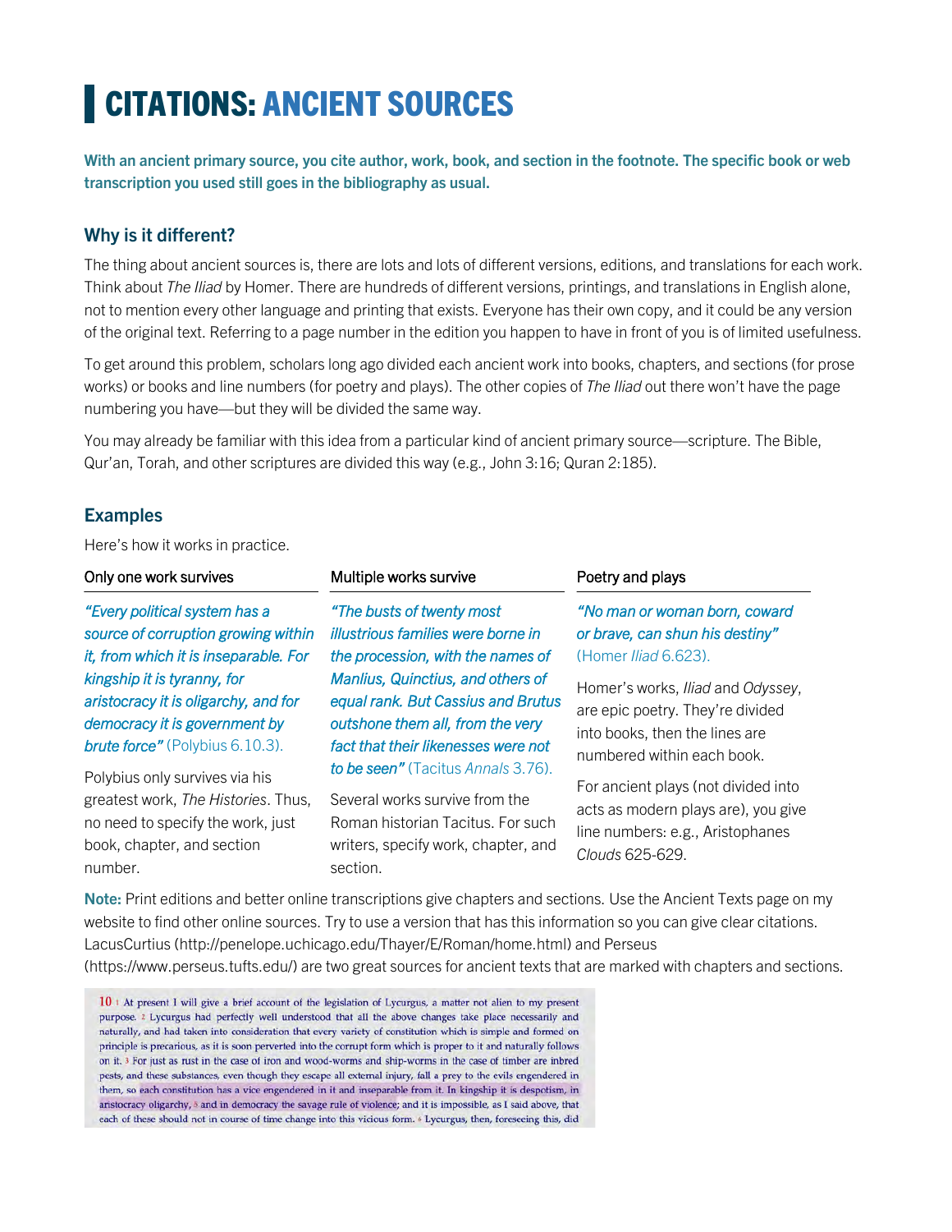# CITATIONS: ANCIENT SOURCES

**With an ancient primary source, you cite author, work, book, and section in the footnote. The specific book or web transcription you used still goes in the bibliography as usual.**

## Why is it different?

The thing about ancient sources is, there are lots and lots of different versions, editions, and translations for each work. Think about *The Iliad* by Homer. There are hundreds of different versions, printings, and translations in English alone, not to mention every other language and printing that exists. Everyone has their own copy, and it could be any version of the original text. Referring to a page number in the edition you happen to have in front of you is of limited usefulness.

To get around this problem, scholars long ago divided each ancient work into books, chapters, and sections (for prose works) or books and line numbers (for poetry and plays). The other copies of *The Iliad* out there won't have the page numbering you have—but they will be divided the same way.

You may already be familiar with this idea from a particular kind of ancient primary source—scripture. The Bible, Qur'an, Torah, and other scriptures are divided this way (e.g., John 3:16; Quran 2:185).

## Examples

Here's how it works in practice.

### Only one work survives

***"Every political system has a source of corruption growing within it, from which it is inseparable. For kingship it is tyranny, for aristocracy it is oligarchy, and for democracy it is government by brute force"*** (Polybius 6.10.3).

Polybius only survives via his greatest work, *The Histories*. Thus, no need to specify the work, just book, chapter, and section number.

### Multiple works survive

***"The busts of twenty most illustrious families were borne in the procession, with the names of Manlius, Quinctius, and others of equal rank. But Cassius and Brutus outshone them all, from the very fact that their likenesses were not to be seen"*** (Tacitus *Annals* 3.76).

Several works survive from the Roman historian Tacitus. For such writers, specify work, chapter, and section.

### Poetry and plays

***"No man or woman born, coward or brave, can shun his destiny"*** (Homer *Iliad* 6.623).

Homer's works, *Iliad* and *Odyssey*, are epic poetry. They're divided into books, then the lines are numbered within each book.

For ancient plays (not divided into acts as modern plays are), you give line numbers: e.g., Aristophanes *Clouds* 625-629.

**Note:** Print editions and better online transcriptions give chapters and sections. Use the Ancient Texts page on my website to find other online sources. Try to use a version that has this information so you can give clear citations. LacusCurtius (http://penelope.uchicago.edu/Thayer/E/Roman/home.html) and Perseus (https://www.perseus.tufts.edu/) are two great sources for ancient texts that are marked with chapters and sections.

10 [1] At present I will give a brief account of the legislation of Lycurgus, a matter not alien to my present purpose. [2] Lycurgus had perfectly well understood that all the above changes take place necessarily and naturally, and had taken into consideration that every variety of constitution which is simple and formed on principle is precarious, as it is soon perverted into the corrupt form which is proper to it and naturally follows on it. [3] For just as rust in the case of iron and wood-worms and ship-worms in the case of timber are inbred pests, and these substances, even though they escape all external injury, fall a prey to the evils engendered in them, so each constitution has a vice engendered in it and inseparable from it. In kingship it is despotism, in aristocracy oligarchy, [5] and in democracy the savage rule of violence; and it is impossible, as I said above, that each of these should not in course of time change into this vicious form. [6] Lycurgus, then, foreseeing this, did